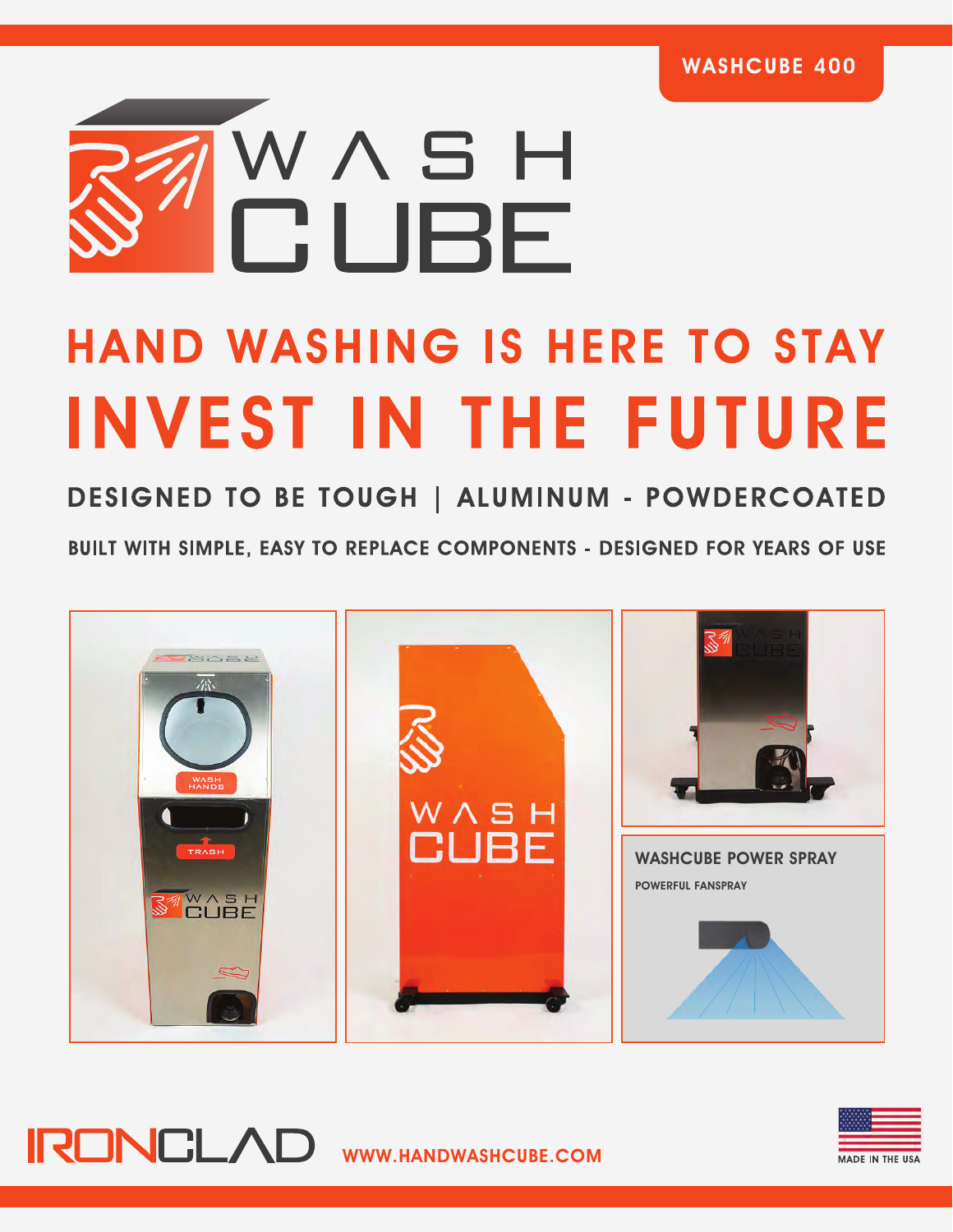WASHCUBE 400

# WASH CUBE

## HAND WASHING IS HERE TO STAY

# INVEST IN THE FUTURE

### DESIGNED TO BE TOUGH | ALUMINUM - POWDERCOATED

**BUILT WITH SIMPLE, EASY TO REPLACE COMPONENTS - DESIGNED FOR YEARS OF USE**

**WASHCUBE POWER SPRAY**

POWERFUL FANSPRAY

IRONCLAD WWW.HANDWASHCUBE.COM

MADE IN THE USA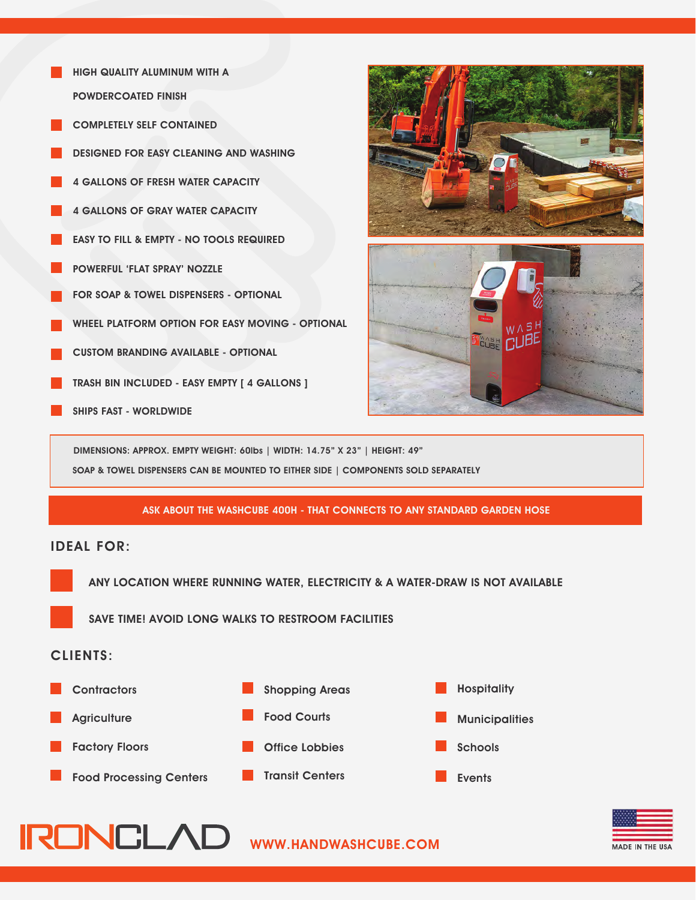- HIGH QUALITY ALUMINUM WITH A POWDERCOATED FINISH
- COMPLETELY SELF CONTAINED
- DESIGNED FOR EASY CLEANING AND WASHING
- 4 GALLONS OF FRESH WATER CAPACITY
- 4 GALLONS OF GRAY WATER CAPACITY
- EASY TO FILL & EMPTY - NO TOOLS REQUIRED
- POWERFUL 'FLAT SPRAY' NOZZLE
- FOR SOAP & TOWEL DISPENSERS - OPTIONAL
- WHEEL PLATFORM OPTION FOR EASY MOVING - OPTIONAL
- CUSTOM BRANDING AVAILABLE - OPTIONAL
- TRASH BIN INCLUDED - EASY EMPTY [ 4 GALLONS ]
- SHIPS FAST - WORLDWIDE

DIMENSIONS: APPROX. EMPTY WEIGHT: 60lbs | WIDTH: 14.75" X 23" | HEIGHT: 49"

SOAP & TOWEL DISPENSERS CAN BE MOUNTED TO EITHER SIDE | COMPONENTS SOLD SEPARATELY

**ASK ABOUT THE WASHCUBE 400H - THAT CONNECTS TO ANY STANDARD GARDEN HOSE**

## IDEAL FOR:

- ANY LOCATION WHERE RUNNING WATER, ELECTRICITY & A WATER-DRAW IS NOT AVAILABLE
- SAVE TIME! AVOID LONG WALKS TO RESTROOM FACILITIES

## CLIENTS:

- Contractors
- Agriculture
- Factory Floors
- Food Processing Centers
- Shopping Areas
- Food Courts
- Office Lobbies
- Transit Centers
- Hospitality
- Municipalities
- Schools
- Events

IRONCLAD

WWW.HANDWASHCUBE.COM

MADE IN THE USA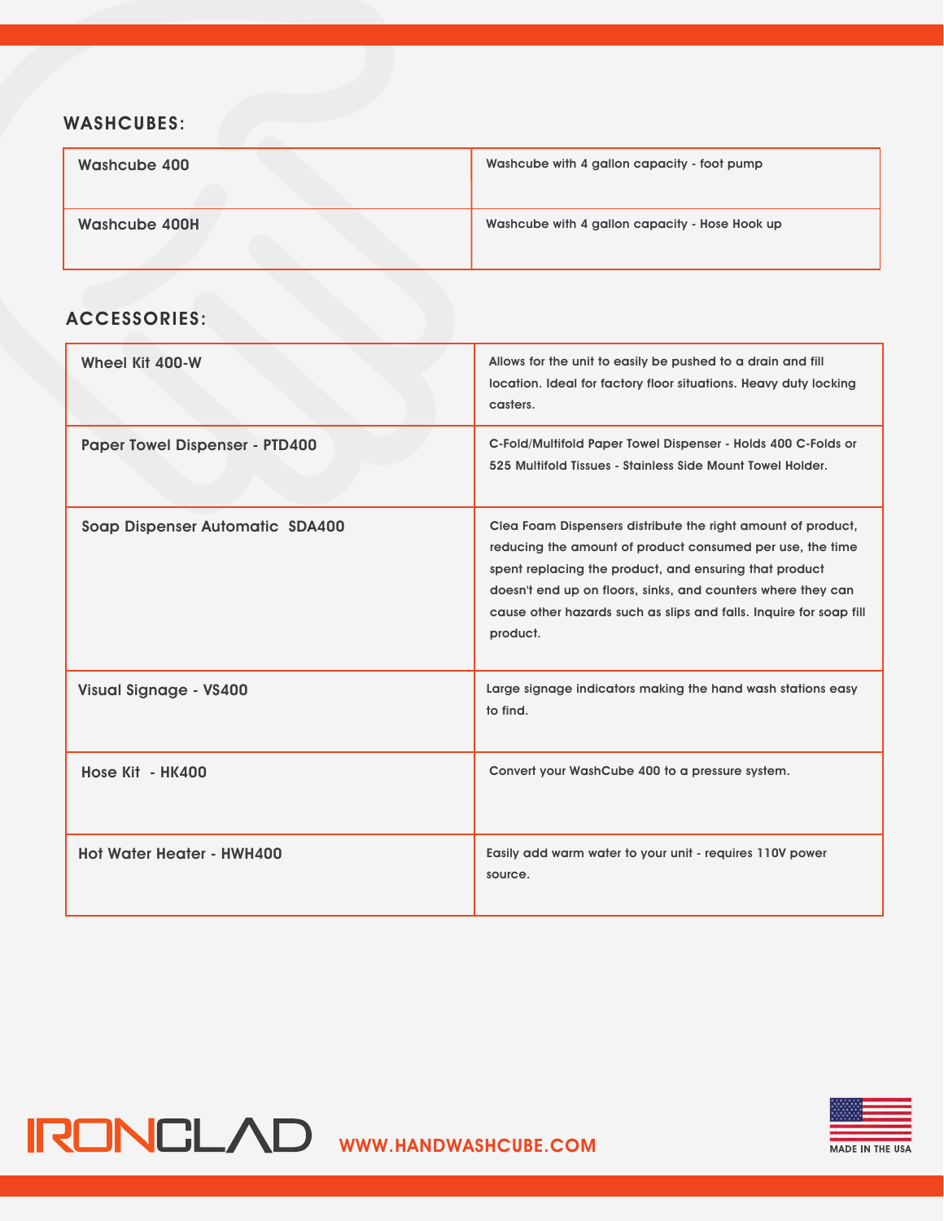## WASHCUBES:

| | |
|---|---|
| Washcube 400 | Washcube with 4 gallon capacity - foot pump |
| Washcube 400H | Washcube with 4 gallon capacity - Hose Hook up |

## ACCESSORIES:

| | |
|---|---|
| Wheel Kit 400-W | Allows for the unit to easily be pushed to a drain and fill location. Ideal for factory floor situations. Heavy duty locking casters. |
| Paper Towel Dispenser - PTD400 | C-Fold/Multifold Paper Towel Dispenser - Holds 400 C-Folds or 525 Multifold Tissues - Stainless Side Mount Towel Holder. |
| Soap Dispenser Automatic SDA400 | Clea Foam Dispensers distribute the right amount of product, reducing the amount of product consumed per use, the time spent replacing the product, and ensuring that product doesn't end up on floors, sinks, and counters where they can cause other hazards such as slips and falls. Inquire for soap fill product. |
| Visual Signage - VS400 | Large signage indicators making the hand wash stations easy to find. |
| Hose Kit - HK400 | Convert your WashCube 400 to a pressure system. |
| Hot Water Heater - HWH400 | Easily add warm water to your unit - requires 110V power source. |

IRONCLAD WWW.HANDWASHCUBE.COM

MADE IN THE USA